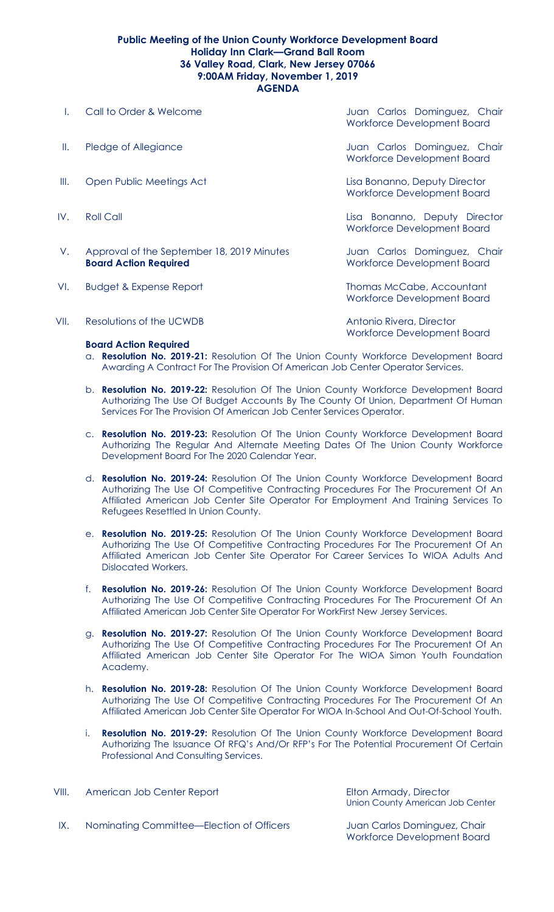**Public Meeting of the Union County Workforce Development Board**
**Holiday Inn Clark—Grand Ball Room**
**36 Valley Road, Clark, New Jersey 07066**
**9:00AM Friday, November 1, 2019**
**AGENDA**

| | | |
|---|---|---|
| I. | Call to Order & Welcome | Juan Carlos Dominguez, Chair<br>Workforce Development Board |
| II. | Pledge of Allegiance | Juan Carlos Dominguez, Chair<br>Workforce Development Board |
| III. | Open Public Meetings Act | Lisa Bonanno, Deputy Director<br>Workforce Development Board |
| IV. | Roll Call | Lisa Bonanno, Deputy Director<br>Workforce Development Board |
| V. | Approval of the September 18, 2019 Minutes<br>**Board Action Required** | Juan Carlos Dominguez, Chair<br>Workforce Development Board |
| VI. | Budget & Expense Report | Thomas McCabe, Accountant<br>Workforce Development Board |
| VII. | Resolutions of the UCWDB | Antonio Rivera, Director<br>Workforce Development Board |

**Board Action Required**

a. **Resolution No. 2019-21:** Resolution Of The Union County Workforce Development Board Awarding A Contract For The Provision Of American Job Center Operator Services.

b. **Resolution No. 2019-22:** Resolution Of The Union County Workforce Development Board Authorizing The Use Of Budget Accounts By The County Of Union, Department Of Human Services For The Provision Of American Job Center Services Operator.

c. **Resolution No. 2019-23:** Resolution Of The Union County Workforce Development Board Authorizing The Regular And Alternate Meeting Dates Of The Union County Workforce Development Board For The 2020 Calendar Year.

d. **Resolution No. 2019-24:** Resolution Of The Union County Workforce Development Board Authorizing The Use Of Competitive Contracting Procedures For The Procurement Of An Affiliated American Job Center Site Operator For Employment And Training Services To Refugees Resettled In Union County.

e. **Resolution No. 2019-25:** Resolution Of The Union County Workforce Development Board Authorizing The Use Of Competitive Contracting Procedures For The Procurement Of An Affiliated American Job Center Site Operator For Career Services To WIOA Adults And Dislocated Workers.

f. **Resolution No. 2019-26:** Resolution Of The Union County Workforce Development Board Authorizing The Use Of Competitive Contracting Procedures For The Procurement Of An Affiliated American Job Center Site Operator For WorkFirst New Jersey Services.

g. **Resolution No. 2019-27:** Resolution Of The Union County Workforce Development Board Authorizing The Use Of Competitive Contracting Procedures For The Procurement Of An Affiliated American Job Center Site Operator For The WIOA Simon Youth Foundation Academy.

h. **Resolution No. 2019-28:** Resolution Of The Union County Workforce Development Board Authorizing The Use Of Competitive Contracting Procedures For The Procurement Of An Affiliated American Job Center Site Operator For WIOA In-School And Out-Of-School Youth.

i. **Resolution No. 2019-29:** Resolution Of The Union County Workforce Development Board Authorizing The Issuance Of RFQ's And/Or RFP's For The Potential Procurement Of Certain Professional And Consulting Services.

| | | |
|---|---|---|
| VIII. | American Job Center Report | Elton Armady, Director<br>Union County American Job Center |
| IX. | Nominating Committee—Election of Officers | Juan Carlos Dominguez, Chair<br>Workforce Development Board |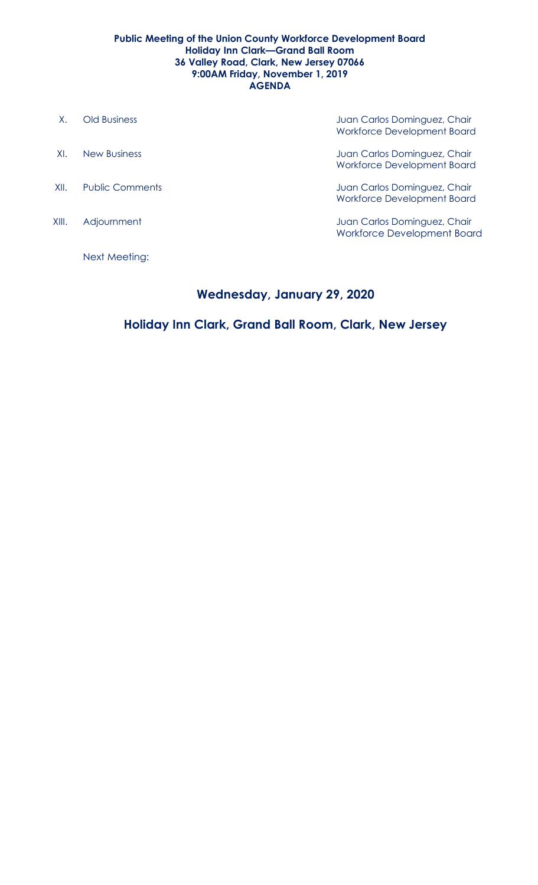**Public Meeting of the Union County Workforce Development Board**
**Holiday Inn Clark—Grand Ball Room**
**36 Valley Road, Clark, New Jersey 07066**
**9:00AM Friday, November 1, 2019**
**AGENDA**

| | | |
|---|---|---|
| X. | Old Business | Juan Carlos Dominguez, Chair<br>Workforce Development Board |
| XI. | New Business | Juan Carlos Dominguez, Chair<br>Workforce Development Board |
| XII. | Public Comments | Juan Carlos Dominguez, Chair<br>Workforce Development Board |
| XIII. | Adjournment | Juan Carlos Dominguez, Chair<br>Workforce Development Board |

Next Meeting:

## Wednesday, January 29, 2020

## Holiday Inn Clark, Grand Ball Room, Clark, New Jersey